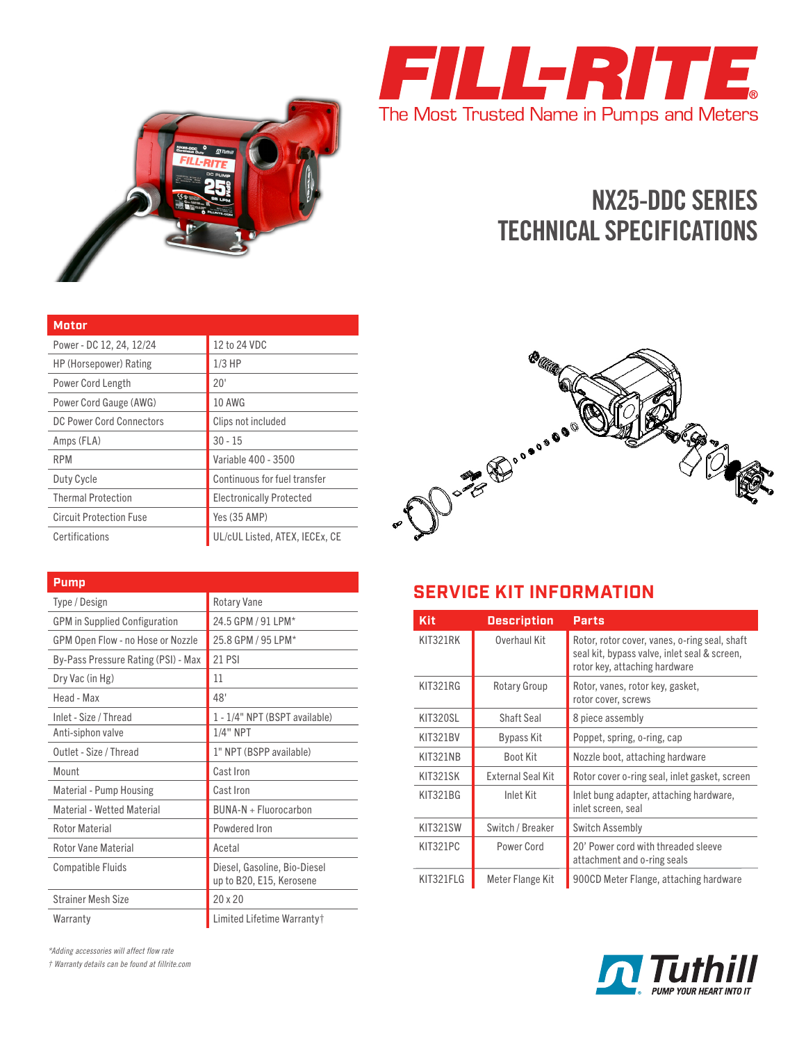# FILL-RITE

The Most Trusted Name in Pumps and Meters

# NX25-DDC SERIES TECHNICAL SPECIFICATIONS

| Motor | |
|---|---|
| Power - DC 12, 24, 12/24 | 12 to 24 VDC |
| HP (Horsepower) Rating | 1/3 HP |
| Power Cord Length | 20' |
| Power Cord Gauge (AWG) | 10 AWG |
| DC Power Cord Connectors | Clips not included |
| Amps (FLA) | 30 - 15 |
| RPM | Variable 400 - 3500 |
| Duty Cycle | Continuous for fuel transfer |
| Thermal Protection | Electronically Protected |
| Circuit Protection Fuse | Yes (35 AMP) |
| Certifications | UL/cUL Listed, ATEX, IECEx, CE |

| Pump | |
|---|---|
| Type / Design | Rotary Vane |
| GPM in Supplied Configuration | 24.5 GPM / 91 LPM* |
| GPM Open Flow - no Hose or Nozzle | 25.8 GPM / 95 LPM* |
| By-Pass Pressure Rating (PSI) - Max | 21 PSI |
| Dry Vac (in Hg) | 11 |
| Head - Max | 48' |
| Inlet - Size / Thread | 1 - 1/4" NPT (BSPT available) |
| Anti-siphon valve | 1/4" NPT |
| Outlet - Size / Thread | 1" NPT (BSPP available) |
| Mount | Cast Iron |
| Material - Pump Housing | Cast Iron |
| Material - Wetted Material | BUNA-N + Fluorocarbon |
| Rotor Material | Powdered Iron |
| Rotor Vane Material | Acetal |
| Compatible Fluids | Diesel, Gasoline, Bio-Diesel up to B20, E15, Kerosene |
| Strainer Mesh Size | 20 x 20 |
| Warranty | Limited Lifetime Warranty† |

*Adding accessories will affect flow rate

† Warranty details can be found at fillrite.com

## SERVICE KIT INFORMATION

| Kit | Description | Parts |
|---|---|---|
| KIT321RK | Overhaul Kit | Rotor, rotor cover, vanes, o-ring seal, shaft seal kit, bypass valve, inlet seal & screen, rotor key, attaching hardware |
| KIT321RG | Rotary Group | Rotor, vanes, rotor key, gasket, rotor cover, screws |
| KIT320SL | Shaft Seal | 8 piece assembly |
| KIT321BV | Bypass Kit | Poppet, spring, o-ring, cap |
| KIT321NB | Boot Kit | Nozzle boot, attaching hardware |
| KIT321SK | External Seal Kit | Rotor cover o-ring seal, inlet gasket, screen |
| KIT321BG | Inlet Kit | Inlet bung adapter, attaching hardware, inlet screen, seal |
| KIT321SW | Switch / Breaker | Switch Assembly |
| KIT321PC | Power Cord | 20' Power cord with threaded sleeve attachment and o-ring seals |
| KIT321FLG | Meter Flange Kit | 900CD Meter Flange, attaching hardware |

Tuthill
PUMP YOUR HEART INTO IT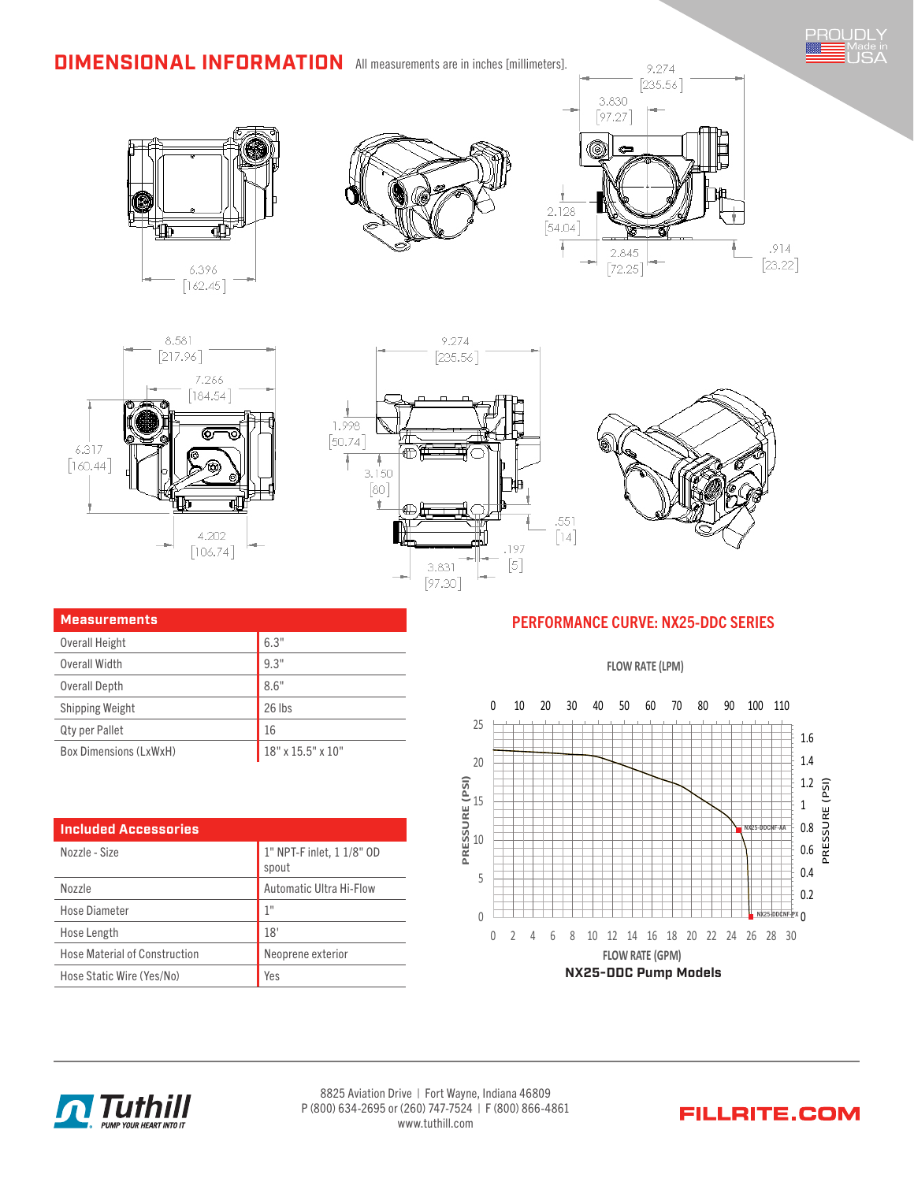## DIMENSIONAL INFORMATION

All measurements are in inches [millimeters].

PROUDLY Made in USA

9.274 [235.56]
3.830 [97.27]
2.128 [54.04]
2.845 [72.25]
.914 [23.22]
6.396 [162.45]
8.581 [217.96]
7.266 [184.54]
6.317 [160.44]
4.202 [106.74]
9.274 [235.56]
1.998 [50.74]
3.150 [80]
.551 [14]
.197 [5]
3.831 [97.30]

| Measurements | |
|---|---|
| Overall Height | 6.3" |
| Overall Width | 9.3" |
| Overall Depth | 8.6" |
| Shipping Weight | 26 lbs |
| Qty per Pallet | 16 |
| Box Dimensions (LxWxH) | 18" x 15.5" x 10" |

| Included Accessories | |
|---|---|
| Nozzle - Size | 1" NPT-F inlet, 1 1/8" OD spout |
| Nozzle | Automatic Ultra Hi-Flow |
| Hose Diameter | 1" |
| Hose Length | 18' |
| Hose Material of Construction | Neoprene exterior |
| Hose Static Wire (Yes/No) | Yes |

## PERFORMANCE CURVE: NX25-DDC SERIES

FLOW RATE (LPM)

0 10 20 30 40 50 60 70 80 90 100 110

PRESSURE (PSI)

25 20 15 10 5 0

PRESSURE (PSI)

1.6 1.4 1.2 1 0.8 0.6 0.4 0.2 0

NX25-DDCNF-AA

NX25-DDCNF-PX

0 2 4 6 8 10 12 14 16 18 20 22 24 26 28 30

FLOW RATE (GPM)

**NX25-DDC Pump Models**

Tuthill — PUMP YOUR HEART INTO IT

8825 Aviation Drive | Fort Wayne, Indiana 46809
P (800) 634-2695 or (260) 747-7524 | F (800) 866-4861
www.tuthill.com

FILLRITE.COM